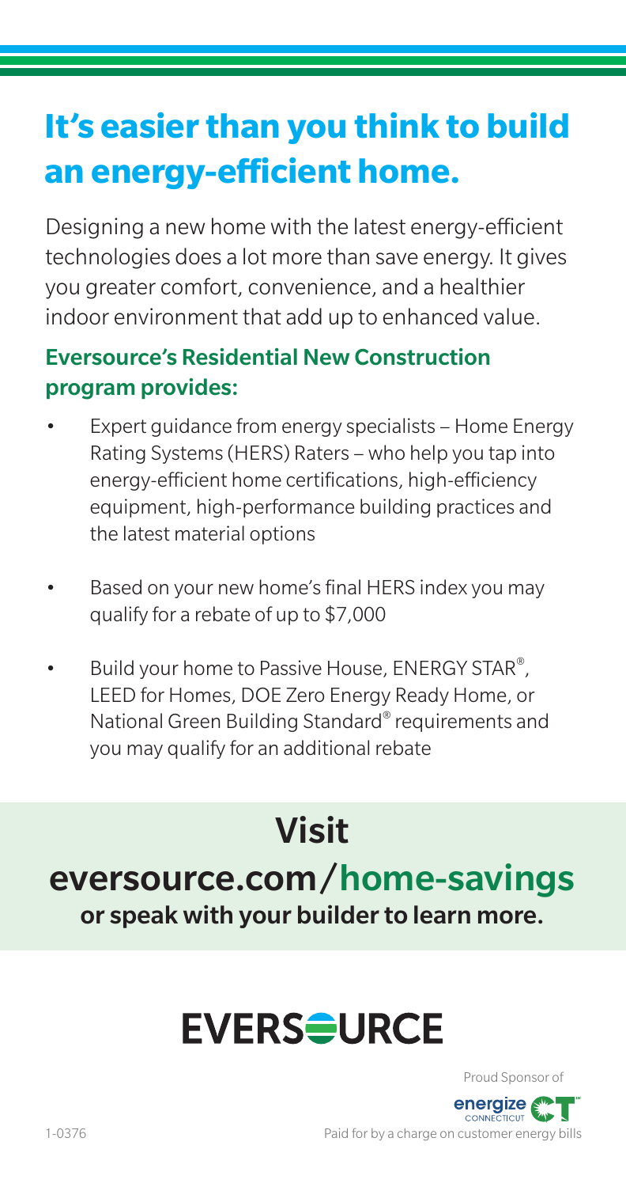# It's easier than you think to build an energy-efficient home.

Designing a new home with the latest energy-efficient technologies does a lot more than save energy. It gives you greater comfort, convenience, and a healthier indoor environment that add up to enhanced value.

### Eversource's Residential New Construction program provides:

- Expert guidance from energy specialists – Home Energy Rating Systems (HERS) Raters – who help you tap into energy-efficient home certifications, high-efficiency equipment, high-performance building practices and the latest material options
- Based on your new home's final HERS index you may qualify for a rebate of up to $7,000
- Build your home to Passive House, ENERGY STAR®, LEED for Homes, DOE Zero Energy Ready Home, or National Green Building Standard® requirements and you may qualify for an additional rebate

## Visit

## eversource.com/home-savings

**or speak with your builder to learn more.**

EVERSOURCE

Proud Sponsor of energize CONNECTICUT

1-0376

Paid for by a charge on customer energy bills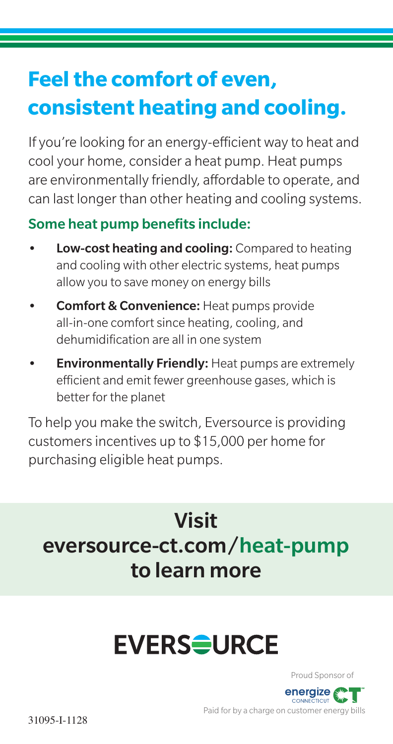# Feel the comfort of even, consistent heating and cooling.

If you're looking for an energy-efficient way to heat and cool your home, consider a heat pump. Heat pumps are environmentally friendly, affordable to operate, and can last longer than other heating and cooling systems.

### Some heat pump benefits include:

- **Low-cost heating and cooling:** Compared to heating and cooling with other electric systems, heat pumps allow you to save money on energy bills
- **Comfort & Convenience:** Heat pumps provide all-in-one comfort since heating, cooling, and dehumidification are all in one system
- **Environmentally Friendly:** Heat pumps are extremely efficient and emit fewer greenhouse gases, which is better for the planet

To help you make the switch, Eversource is providing customers incentives up to $15,000 per home for purchasing eligible heat pumps.

## Visit eversource-ct.com/heat-pump to learn more

EVERSOURCE

Proud Sponsor of

energize CONNECTICUT

Paid for by a charge on customer energy bills

31095-I-1128